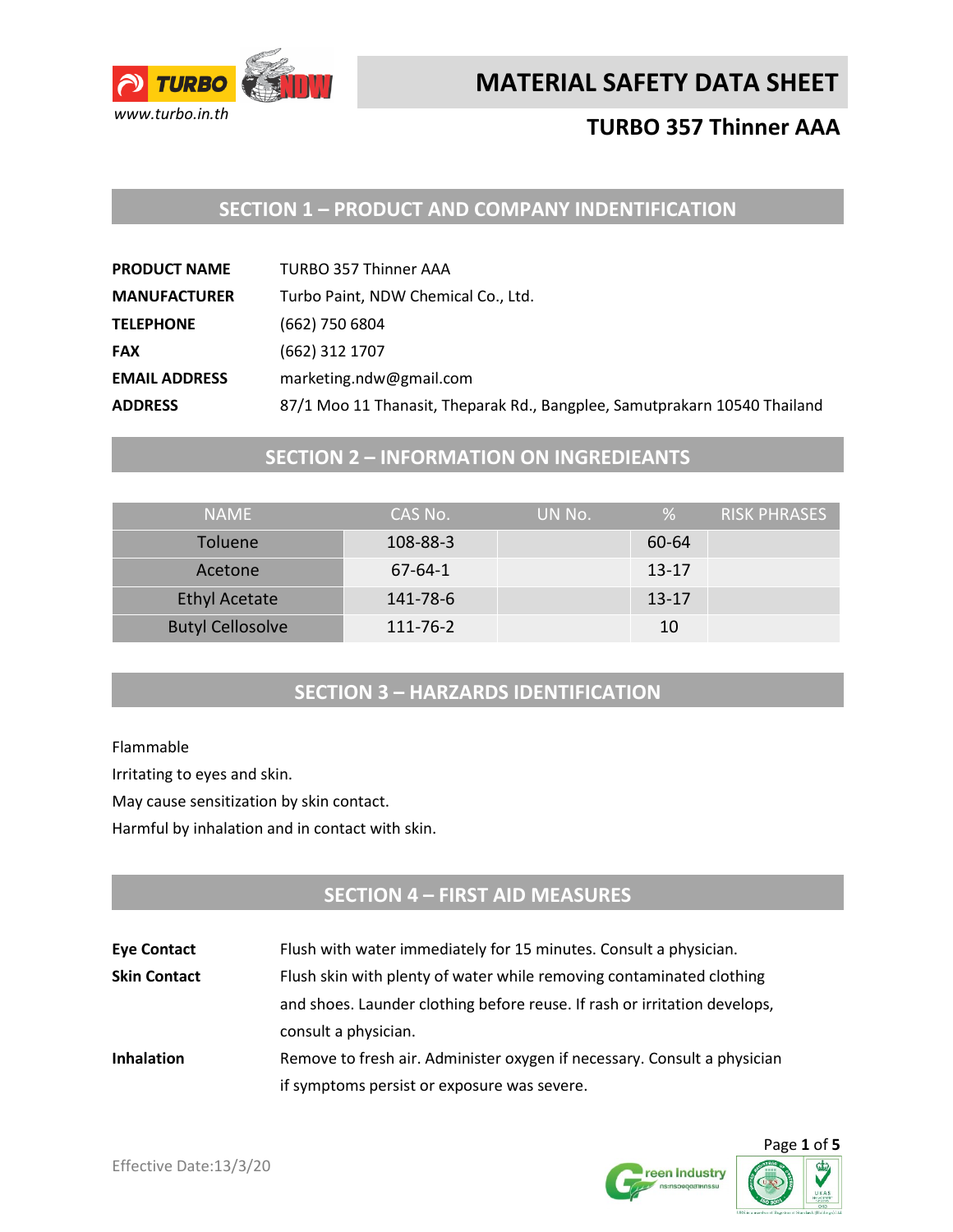# MATERIAL SAFETY DATA SHEET

## TURBO 357 Thinner AAA

## SECTION 1 – PRODUCT AND COMPANY INDENTIFICATION

| | |
|---|---|
| **PRODUCT NAME** | TURBO 357 Thinner AAA |
| **MANUFACTURER** | Turbo Paint, NDW Chemical Co., Ltd. |
| **TELEPHONE** | (662) 750 6804 |
| **FAX** | (662) 312 1707 |
| **EMAIL ADDRESS** | marketing.ndw@gmail.com |
| **ADDRESS** | 87/1 Moo 11 Thanasit, Theparak Rd., Bangplee, Samutprakarn 10540 Thailand |

## SECTION 2 – INFORMATION ON INGREDIEANTS

| NAME | CAS No. | UN No. | % | RISK PHRASES |
|---|---|---|---|---|
| Toluene | 108-88-3 | | 60-64 | |
| Acetone | 67-64-1 | | 13-17 | |
| Ethyl Acetate | 141-78-6 | | 13-17 | |
| Butyl Cellosolve | 111-76-2 | | 10 | |

## SECTION 3 – HARZARDS IDENTIFICATION

Flammable

Irritating to eyes and skin.

May cause sensitization by skin contact.

Harmful by inhalation and in contact with skin.

## SECTION 4 – FIRST AID MEASURES

| | |
|---|---|
| **Eye Contact** | Flush with water immediately for 15 minutes. Consult a physician. |
| **Skin Contact** | Flush skin with plenty of water while removing contaminated clothing and shoes. Launder clothing before reuse. If rash or irritation develops, consult a physician. |
| **Inhalation** | Remove to fresh air. Administer oxygen if necessary. Consult a physician if symptoms persist or exposure was severe. |

Effective Date:13/3/20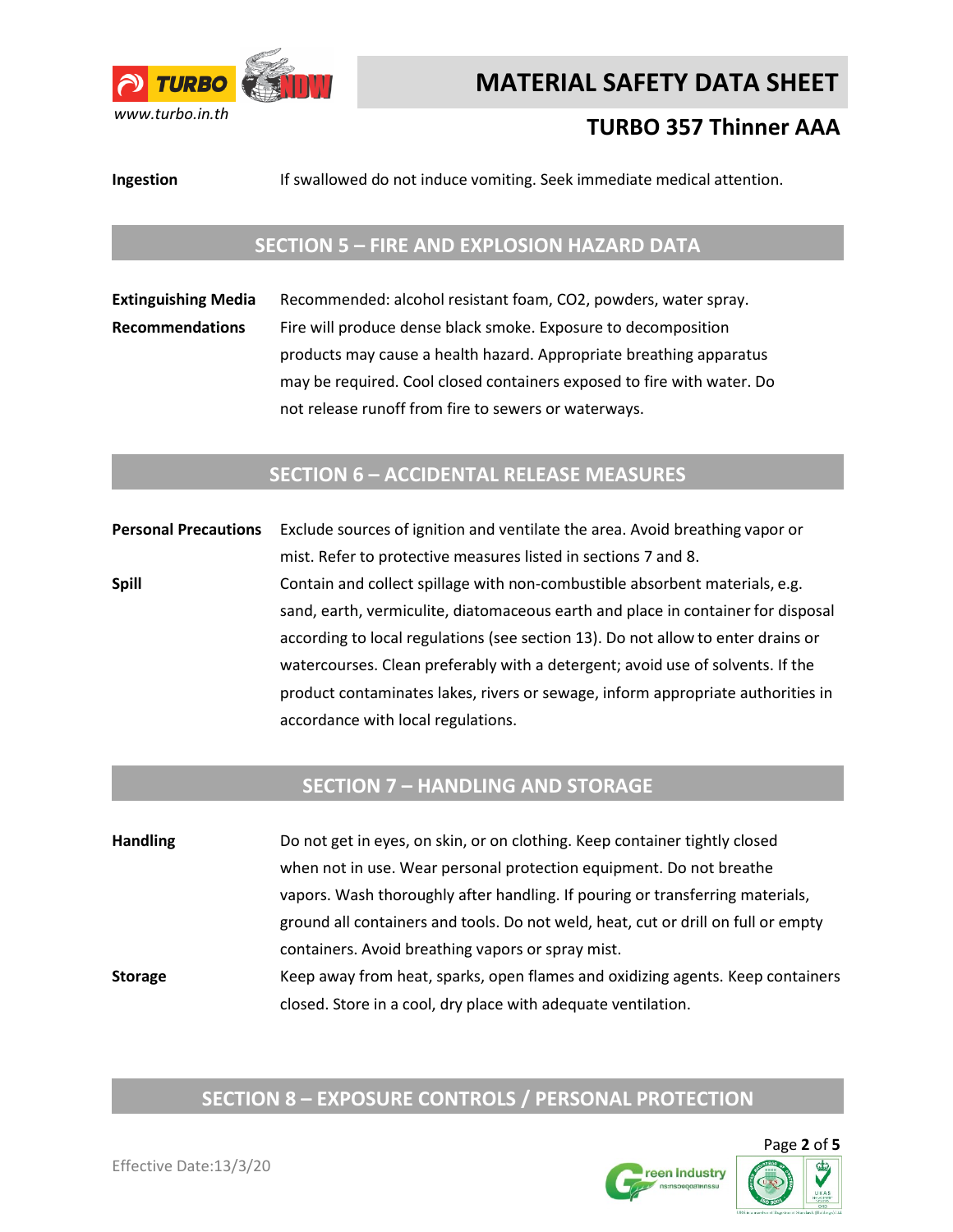**Ingestion** If swallowed do not induce vomiting. Seek immediate medical attention.

## SECTION 5 – FIRE AND EXPLOSION HAZARD DATA

**Extinguishing Media** Recommended: alcohol resistant foam, $CO_2$, powders, water spray.

**Recommendations** Fire will produce dense black smoke. Exposure to decomposition products may cause a health hazard. Appropriate breathing apparatus may be required. Cool closed containers exposed to fire with water. Do not release runoff from fire to sewers or waterways.

## SECTION 6 – ACCIDENTAL RELEASE MEASURES

**Personal Precautions** Exclude sources of ignition and ventilate the area. Avoid breathing vapor or mist. Refer to protective measures listed in sections 7 and 8.

**Spill** Contain and collect spillage with non-combustible absorbent materials, e.g. sand, earth, vermiculite, diatomaceous earth and place in container for disposal according to local regulations (see section 13). Do not allow to enter drains or watercourses. Clean preferably with a detergent; avoid use of solvents. If the product contaminates lakes, rivers or sewage, inform appropriate authorities in accordance with local regulations.

## SECTION 7 – HANDLING AND STORAGE

**Handling** Do not get in eyes, on skin, or on clothing. Keep container tightly closed when not in use. Wear personal protection equipment. Do not breathe vapors. Wash thoroughly after handling. If pouring or transferring materials, ground all containers and tools. Do not weld, heat, cut or drill on full or empty containers. Avoid breathing vapors or spray mist.

**Storage** Keep away from heat, sparks, open flames and oxidizing agents. Keep containers closed. Store in a cool, dry place with adequate ventilation.

## SECTION 8 – EXPOSURE CONTROLS / PERSONAL PROTECTION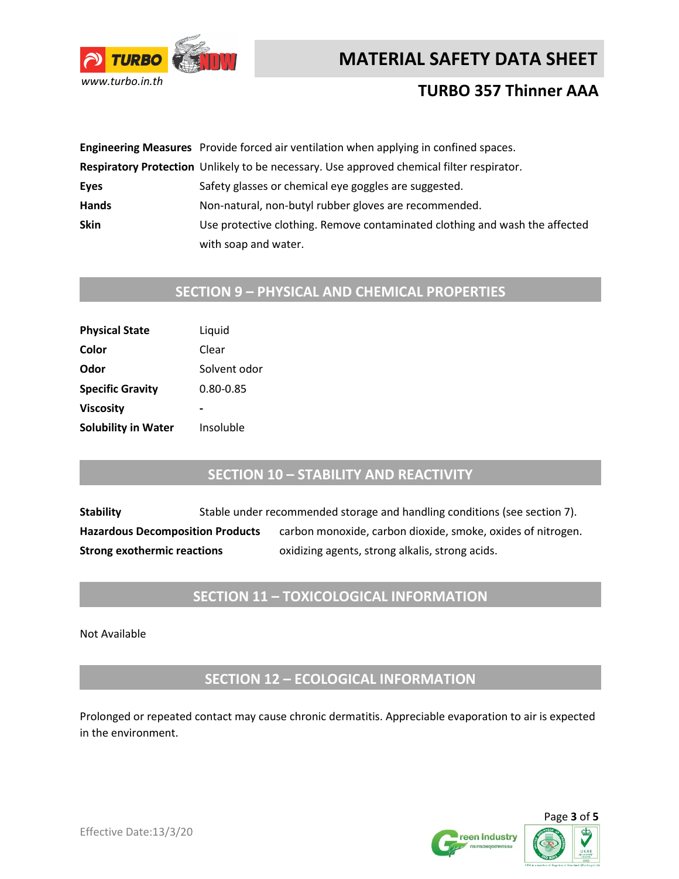| | |
|---|---|
| **Engineering Measures** | Provide forced air ventilation when applying in confined spaces. |
| **Respiratory Protection** | Unlikely to be necessary. Use approved chemical filter respirator. |
| **Eyes** | Safety glasses or chemical eye goggles are suggested. |
| **Hands** | Non-natural, non-butyl rubber gloves are recommended. |
| **Skin** | Use protective clothing. Remove contaminated clothing and wash the affected with soap and water. |

## SECTION 9 – PHYSICAL AND CHEMICAL PROPERTIES

| | |
|---|---|
| **Physical State** | Liquid |
| **Color** | Clear |
| **Odor** | Solvent odor |
| **Specific Gravity** | 0.80-0.85 |
| **Viscosity** | - |
| **Solubility in Water** | Insoluble |

## SECTION 10 – STABILITY AND REACTIVITY

| | |
|---|---|
| **Stability** | Stable under recommended storage and handling conditions (see section 7). |
| **Hazardous Decomposition Products** | carbon monoxide, carbon dioxide, smoke, oxides of nitrogen. |
| **Strong exothermic reactions** | oxidizing agents, strong alkalis, strong acids. |

## SECTION 11 – TOXICOLOGICAL INFORMATION

Not Available

## SECTION 12 – ECOLOGICAL INFORMATION

Prolonged or repeated contact may cause chronic dermatitis. Appreciable evaporation to air is expected in the environment.

Effective Date:13/3/20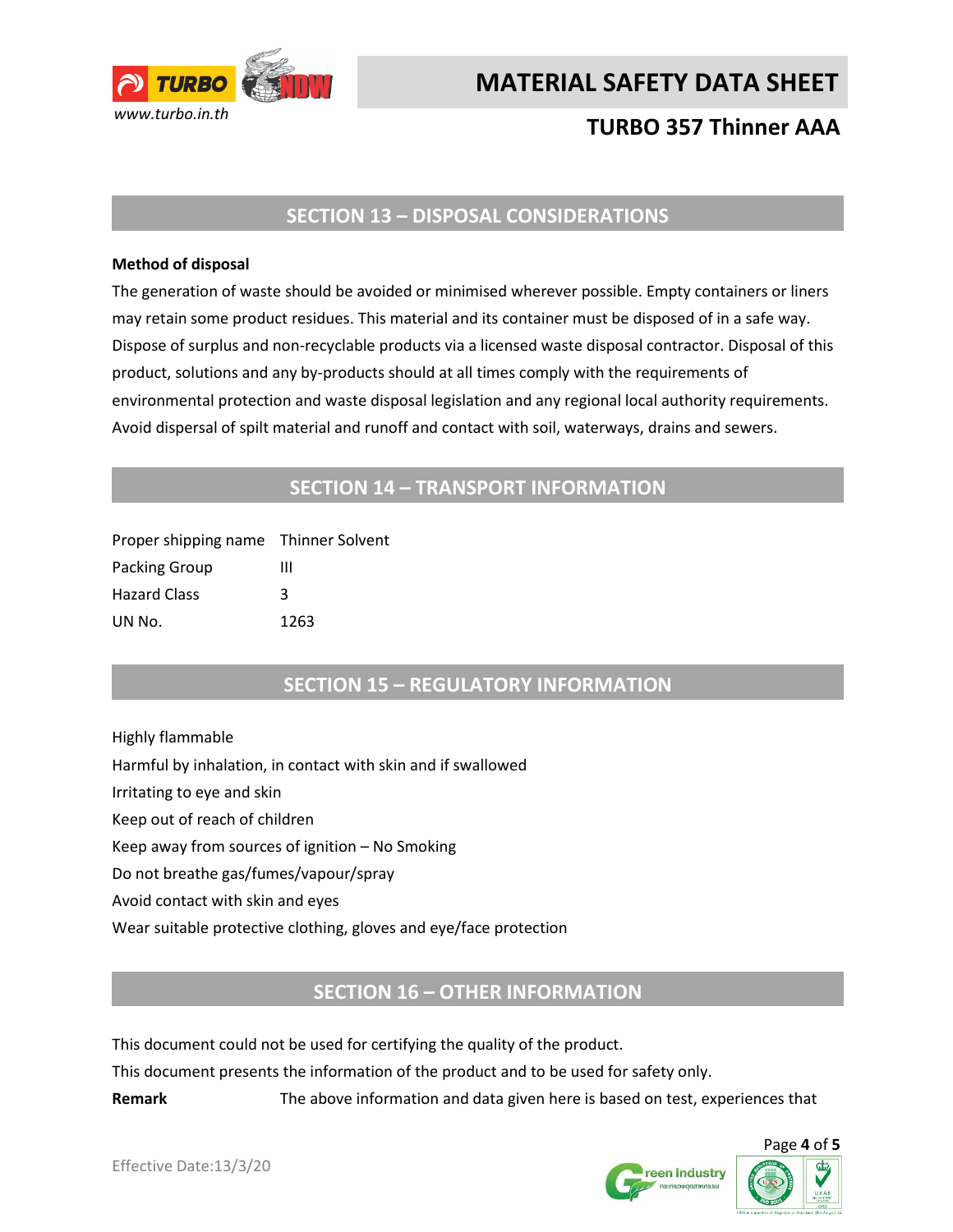## SECTION 13 – DISPOSAL CONSIDERATIONS

**Method of disposal**

The generation of waste should be avoided or minimised wherever possible. Empty containers or liners may retain some product residues. This material and its container must be disposed of in a safe way. Dispose of surplus and non-recyclable products via a licensed waste disposal contractor. Disposal of this product, solutions and any by-products should at all times comply with the requirements of environmental protection and waste disposal legislation and any regional local authority requirements. Avoid dispersal of spilt material and runoff and contact with soil, waterways, drains and sewers.

## SECTION 14 – TRANSPORT INFORMATION

| | |
|---|---|
| Proper shipping name | Thinner Solvent |
| Packing Group | III |
| Hazard Class | 3 |
| UN No. | 1263 |

## SECTION 15 – REGULATORY INFORMATION

Highly flammable
Harmful by inhalation, in contact with skin and if swallowed
Irritating to eye and skin
Keep out of reach of children
Keep away from sources of ignition – No Smoking
Do not breathe gas/fumes/vapour/spray
Avoid contact with skin and eyes
Wear suitable protective clothing, gloves and eye/face protection

## SECTION 16 – OTHER INFORMATION

This document could not be used for certifying the quality of the product.
This document presents the information of the product and to be used for safety only.

**Remark** The above information and data given here is based on test, experiences that

Effective Date:13/3/20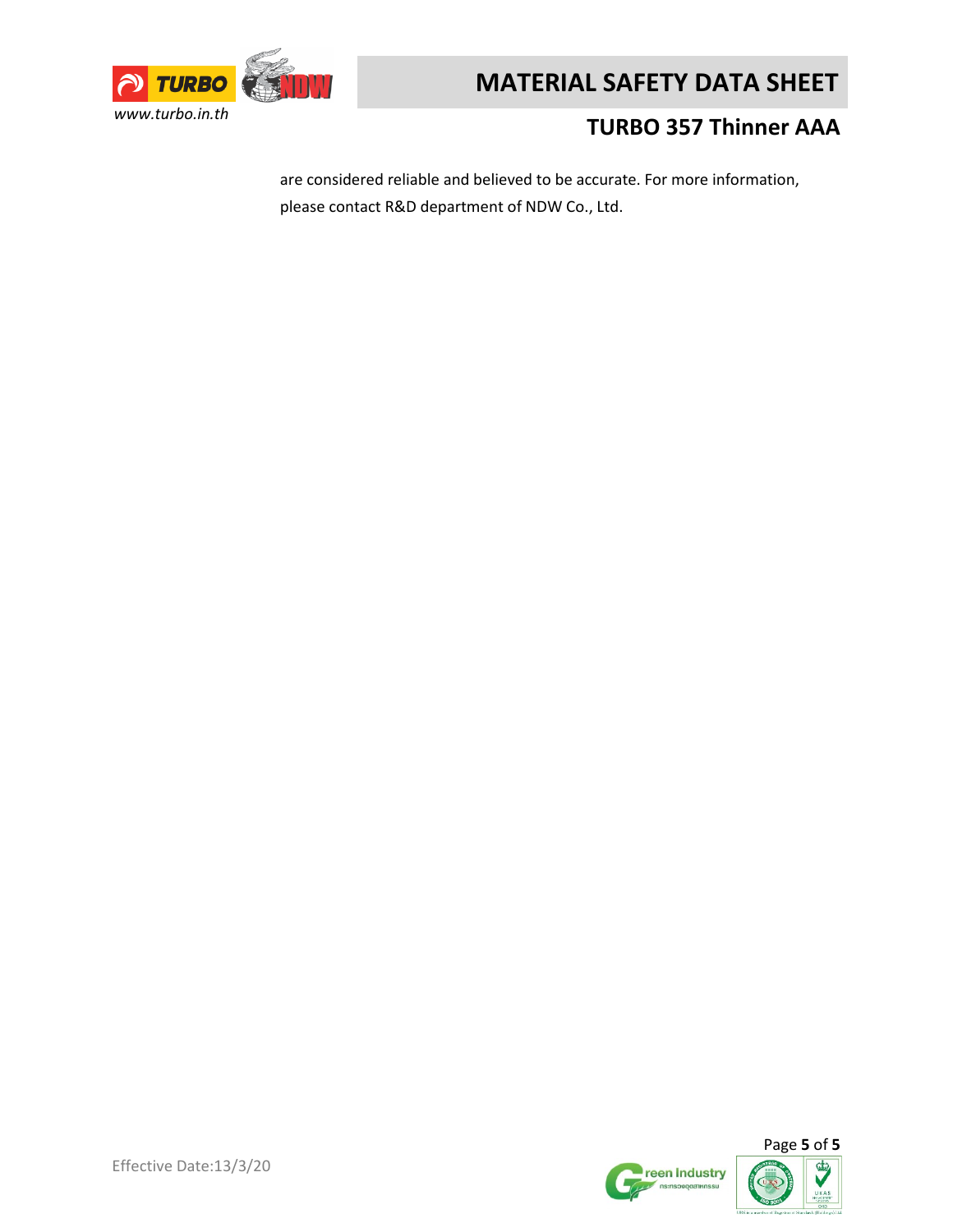are considered reliable and believed to be accurate. For more information, please contact R&D department of NDW Co., Ltd.